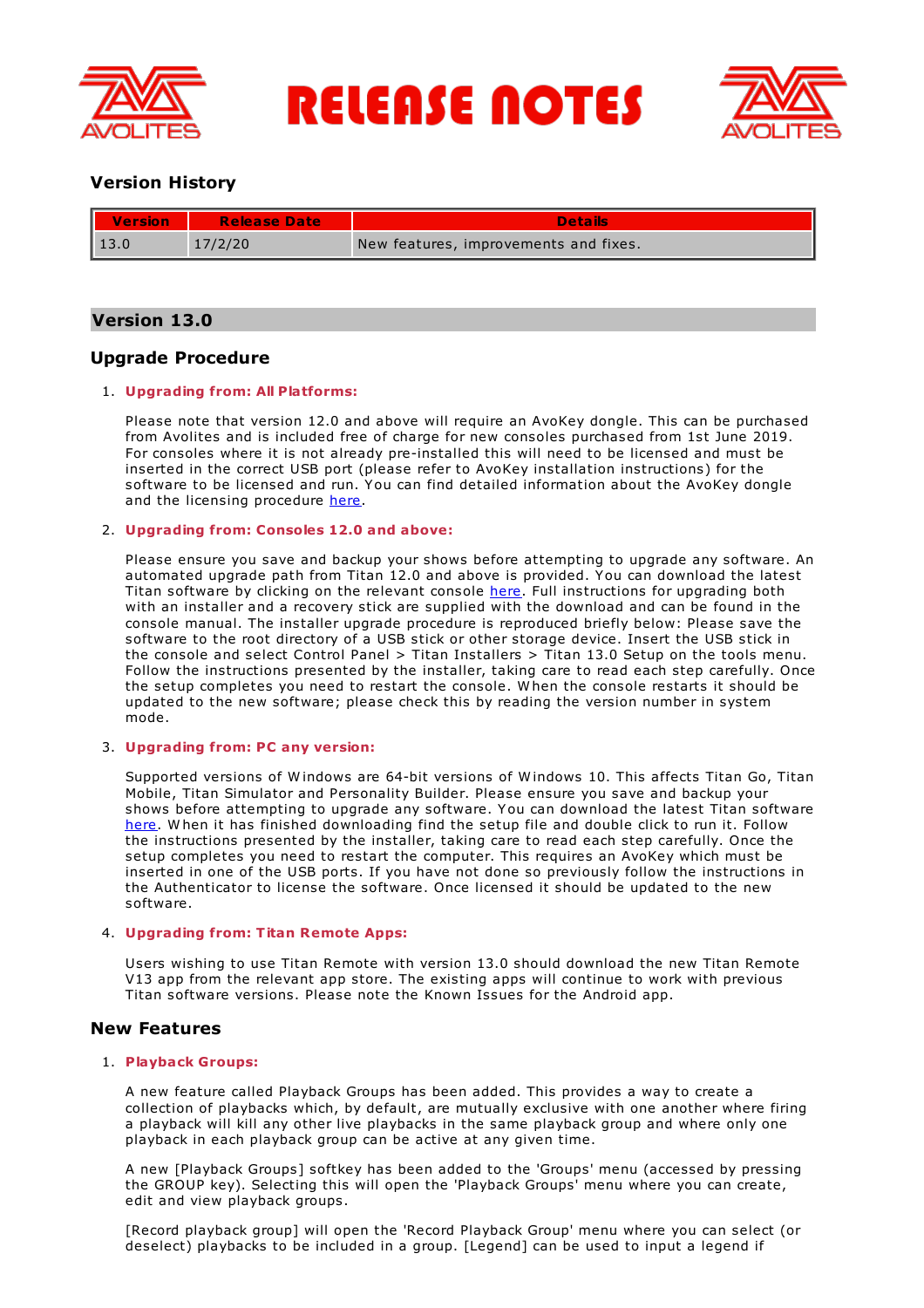# RELEASE NOTES

## Version History

| Version | Release Date | Details |
| --- | --- | --- |
| 13.0 | 17/2/20 | New features, improvements and fixes. |

## Version 13.0

### Upgrade Procedure

1. **Upgrading from: All Platforms:**

   Please note that version 12.0 and above will require an AvoKey dongle. This can be purchased from Avolites and is included free of charge for new consoles purchased from 1st June 2019. For consoles where it is not already pre-installed this will need to be licensed and must be inserted in the correct USB port (please refer to AvoKey installation instructions) for the software to be licensed and run. You can find detailed information about the AvoKey dongle and the licensing procedure here.

2. **Upgrading from: Consoles 12.0 and above:**

   Please ensure you save and backup your shows before attempting to upgrade any software. An automated upgrade path from Titan 12.0 and above is provided. You can download the latest Titan software by clicking on the relevant console here. Full instructions for upgrading both with an installer and a recovery stick are supplied with the download and can be found in the console manual. The installer upgrade procedure is reproduced briefly below: Please save the software to the root directory of a USB stick or other storage device. Insert the USB stick in the console and select Control Panel > Titan Installers > Titan 13.0 Setup on the tools menu. Follow the instructions presented by the installer, taking care to read each step carefully. Once the setup completes you need to restart the console. When the console restarts it should be updated to the new software; please check this by reading the version number in system mode.

3. **Upgrading from: PC any version:**

   Supported versions of Windows are 64-bit versions of Windows 10. This affects Titan Go, Titan Mobile, Titan Simulator and Personality Builder. Please ensure you save and backup your shows before attempting to upgrade any software. You can download the latest Titan software here. When it has finished downloading find the setup file and double click to run it. Follow the instructions presented by the installer, taking care to read each step carefully. Once the setup completes you need to restart the computer. This requires an AvoKey which must be inserted in one of the USB ports. If you have not done so previously follow the instructions in the Authenticator to license the software. Once licensed it should be updated to the new software.

4. **Upgrading from: Titan Remote Apps:**

   Users wishing to use Titan Remote with version 13.0 should download the new Titan Remote V13 app from the relevant app store. The existing apps will continue to work with previous Titan software versions. Please note the Known Issues for the Android app.

### New Features

1. **Playback Groups:**

   A new feature called Playback Groups has been added. This provides a way to create a collection of playbacks which, by default, are mutually exclusive with one another where firing a playback will kill any other live playbacks in the same playback group and where only one playback in each playback group can be active at any given time.

   A new [Playback Groups] softkey has been added to the 'Groups' menu (accessed by pressing the GROUP key). Selecting this will open the 'Playback Groups' menu where you can create, edit and view playback groups.

   [Record playback group] will open the 'Record Playback Group' menu where you can select (or deselect) playbacks to be included in a group. [Legend] can be used to input a legend if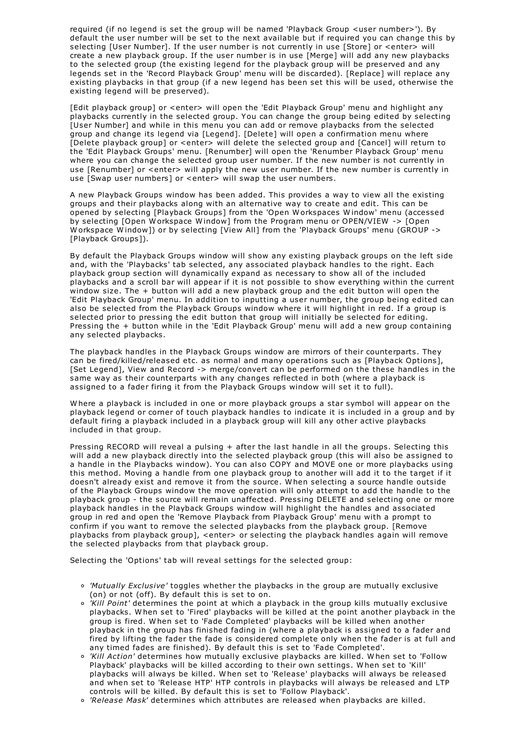required (if no legend is set the group will be named 'Playback Group <user number>'). By default the user number will be set to the next available but if required you can change this by selecting [User Number]. If the user number is not currently in use [Store] or <enter> will create a new playback group. If the user number is in use [Merge] will add any new playbacks to the selected group (the existing legend for the playback group will be preserved and any legends set in the 'Record Playback Group' menu will be discarded). [Replace] will replace any existing playbacks in that group (if a new legend has been set this will be used, otherwise the existing legend will be preserved).

[Edit playback group] or <enter> will open the 'Edit Playback Group' menu and highlight any playbacks currently in the selected group. You can change the group being edited by selecting [User Number] and while in this menu you can add or remove playbacks from the selected group and change its legend via [Legend]. [Delete] will open a confirmation menu where [Delete playback group] or <enter> will delete the selected group and [Cancel] will return to the 'Edit Playback Groups' menu. [Renumber] will open the 'Renumber Playback Group' menu where you can change the selected group user number. If the new number is not currently in use [Renumber] or <enter> will apply the new user number. If the new number is currently in use [Swap user numbers] or <enter> will swap the user numbers.

A new Playback Groups window has been added. This provides a way to view all the existing groups and their playbacks along with an alternative way to create and edit. This can be opened by selecting [Playback Groups] from the 'Open Workspaces Window' menu (accessed by selecting [Open Workspace Window] from the Program menu or OPEN/VIEW -> [Open Workspace Window]) or by selecting [View All] from the 'Playback Groups' menu (GROUP -> [Playback Groups]).

By default the Playback Groups window will show any existing playback groups on the left side and, with the 'Playbacks' tab selected, any associated playback handles to the right. Each playback group section will dynamically expand as necessary to show all of the included playbacks and a scroll bar will appear if it is not possible to show everything within the current window size. The + button will add a new playback group and the edit button will open the 'Edit Playback Group' menu. In addition to inputting a user number, the group being edited can also be selected from the Playback Groups window where it will highlight in red. If a group is selected prior to pressing the edit button that group will initially be selected for editing. Pressing the + button while in the 'Edit Playback Group' menu will add a new group containing any selected playbacks.

The playback handles in the Playback Groups window are mirrors of their counterparts. They can be fired/killed/released etc. as normal and many operations such as [Playback Options], [Set Legend], View and Record -> merge/convert can be performed on the these handles in the same way as their counterparts with any changes reflected in both (where a playback is assigned to a fader firing it from the Playback Groups window will set it to full).

Where a playback is included in one or more playback groups a star symbol will appear on the playback legend or corner of touch playback handles to indicate it is included in a group and by default firing a playback included in a playback group will kill any other active playbacks included in that group.

Pressing RECORD will reveal a pulsing + after the last handle in all the groups. Selecting this will add a new playback directly into the selected playback group (this will also be assigned to a handle in the Playbacks window). You can also COPY and MOVE one or more playbacks using this method. Moving a handle from one playback group to another will add it to the target if it doesn't already exist and remove it from the source. When selecting a source handle outside of the Playback Groups window the move operation will only attempt to add the handle to the playback group - the source will remain unaffected. Pressing DELETE and selecting one or more playback handles in the Playback Groups window will highlight the handles and associated group in red and open the 'Remove Playback from Playback Group' menu with a prompt to confirm if you want to remove the selected playbacks from the playback group. [Remove playbacks from playback group], <enter> or selecting the playback handles again will remove the selected playbacks from that playback group.

Selecting the 'Options' tab will reveal settings for the selected group:

- *'Mutually Exclusive'* toggles whether the playbacks in the group are mutually exclusive (on) or not (off). By default this is set to on.
- *'Kill Point'* determines the point at which a playback in the group kills mutually exclusive playbacks. When set to 'Fired' playbacks will be killed at the point another playback in the group is fired. When set to 'Fade Completed' playbacks will be killed when another playback in the group has finished fading in (where a playback is assigned to a fader and fired by lifting the fader the fade is considered complete only when the fader is at full and any timed fades are finished). By default this is set to 'Fade Completed'.
- *'Kill Action'* determines how mutually exclusive playbacks are killed. When set to 'Follow Playback' playbacks will be killed according to their own settings. When set to 'Kill' playbacks will always be killed. When set to 'Release' playbacks will always be released and when set to 'Release HTP' HTP controls in playbacks will always be released and LTP controls will be killed. By default this is set to 'Follow Playback'.
- *'Release Mask'* determines which attributes are released when playbacks are killed.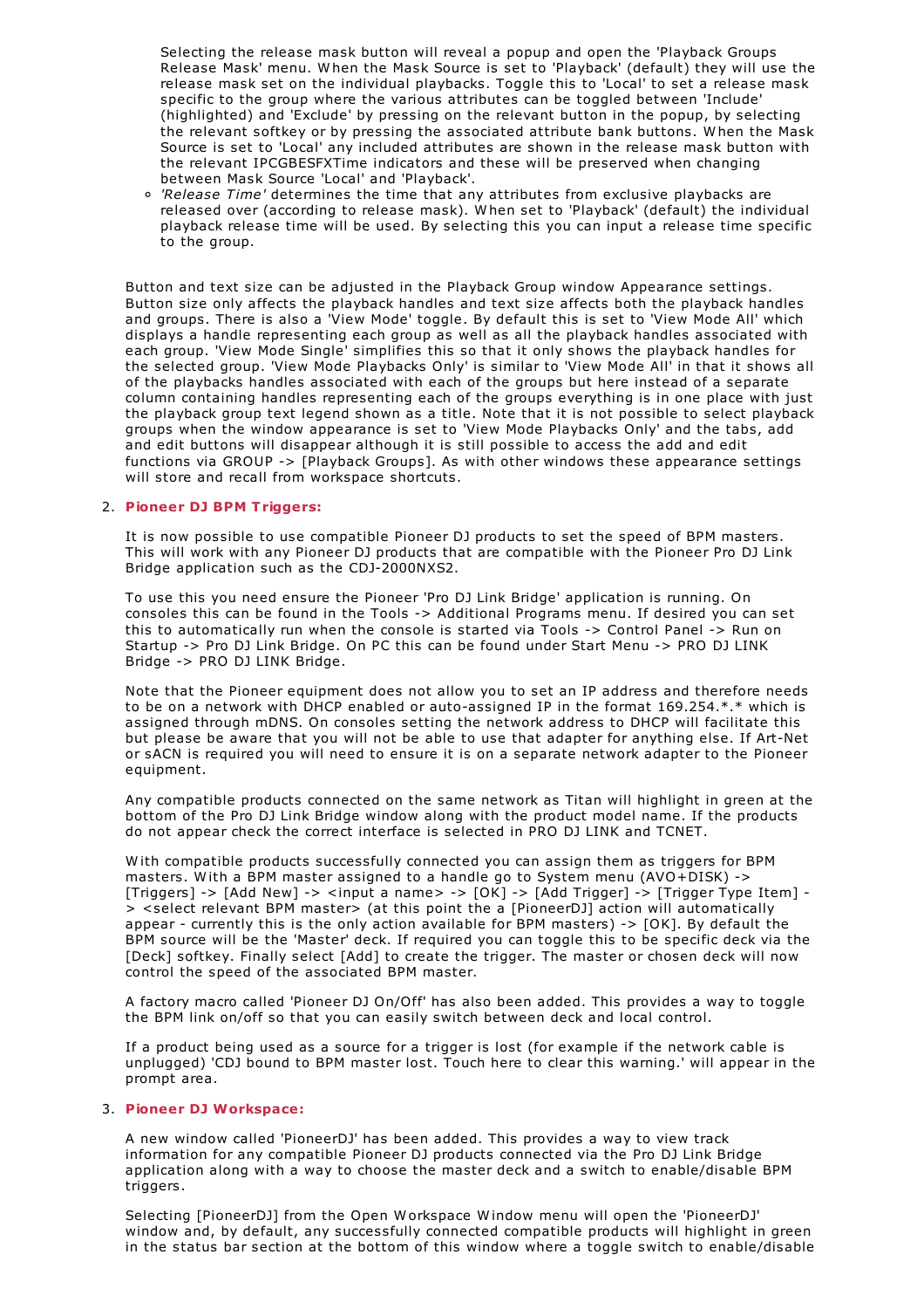Selecting the release mask button will reveal a popup and open the 'Playback Groups Release Mask' menu. When the Mask Source is set to 'Playback' (default) they will use the release mask set on the individual playbacks. Toggle this to 'Local' to set a release mask specific to the group where the various attributes can be toggled between 'Include' (highlighted) and 'Exclude' by pressing on the relevant button in the popup, by selecting the relevant softkey or by pressing the associated attribute bank buttons. When the Mask Source is set to 'Local' any included attributes are shown in the release mask button with the relevant IPCGBESFXTime indicators and these will be preserved when changing between Mask Source 'Local' and 'Playback'.

- *'Release Time'* determines the time that any attributes from exclusive playbacks are released over (according to release mask). When set to 'Playback' (default) the individual playback release time will be used. By selecting this you can input a release time specific to the group.

Button and text size can be adjusted in the Playback Group window Appearance settings. Button size only affects the playback handles and text size affects both the playback handles and groups. There is also a 'View Mode' toggle. By default this is set to 'View Mode All' which displays a handle representing each group as well as all the playback handles associated with each group. 'View Mode Single' simplifies this so that it only shows the playback handles for the selected group. 'View Mode Playbacks Only' is similar to 'View Mode All' in that it shows all of the playbacks handles associated with each of the groups but here instead of a separate column containing handles representing each of the groups everything is in one place with just the playback group text legend shown as a title. Note that it is not possible to select playback groups when the window appearance is set to 'View Mode Playbacks Only' and the tabs, add and edit buttons will disappear although it is still possible to access the add and edit functions via GROUP -> [Playback Groups]. As with other windows these appearance settings will store and recall from workspace shortcuts.

2. **Pioneer DJ BPM Triggers:**

   It is now possible to use compatible Pioneer DJ products to set the speed of BPM masters. This will work with any Pioneer DJ products that are compatible with the Pioneer Pro DJ Link Bridge application such as the CDJ-2000NXS2.

   To use this you need ensure the Pioneer 'Pro DJ Link Bridge' application is running. On consoles this can be found in the Tools -> Additional Programs menu. If desired you can set this to automatically run when the console is started via Tools -> Control Panel -> Run on Startup -> Pro DJ Link Bridge. On PC this can be found under Start Menu -> PRO DJ LINK Bridge -> PRO DJ LINK Bridge.

   Note that the Pioneer equipment does not allow you to set an IP address and therefore needs to be on a network with DHCP enabled or auto-assigned IP in the format 169.254.*.* which is assigned through mDNS. On consoles setting the network address to DHCP will facilitate this but please be aware that you will not be able to use that adapter for anything else. If Art-Net or sACN is required you will need to ensure it is on a separate network adapter to the Pioneer equipment.

   Any compatible products connected on the same network as Titan will highlight in green at the bottom of the Pro DJ Link Bridge window along with the product model name. If the products do not appear check the correct interface is selected in PRO DJ LINK and TCNET.

   With compatible products successfully connected you can assign them as triggers for BPM masters. With a BPM master assigned to a handle go to System menu (AVO+DISK) -> [Triggers] -> [Add New] -> <input a name> -> [OK] -> [Add Trigger] -> [Trigger Type Item] -> <select relevant BPM master> (at this point the a [PioneerDJ] action will automatically appear - currently this is the only action available for BPM masters) -> [OK]. By default the BPM source will be the 'Master' deck. If required you can toggle this to be specific deck via the [Deck] softkey. Finally select [Add] to create the trigger. The master or chosen deck will now control the speed of the associated BPM master.

   A factory macro called 'Pioneer DJ On/Off' has also been added. This provides a way to toggle the BPM link on/off so that you can easily switch between deck and local control.

   If a product being used as a source for a trigger is lost (for example if the network cable is unplugged) 'CDJ bound to BPM master lost. Touch here to clear this warning.' will appear in the prompt area.

3. **Pioneer DJ Workspace:**

   A new window called 'PioneerDJ' has been added. This provides a way to view track information for any compatible Pioneer DJ products connected via the Pro DJ Link Bridge application along with a way to choose the master deck and a switch to enable/disable BPM triggers.

   Selecting [PioneerDJ] from the Open Workspace Window menu will open the 'PioneerDJ' window and, by default, any successfully connected compatible products will highlight in green in the status bar section at the bottom of this window where a toggle switch to enable/disable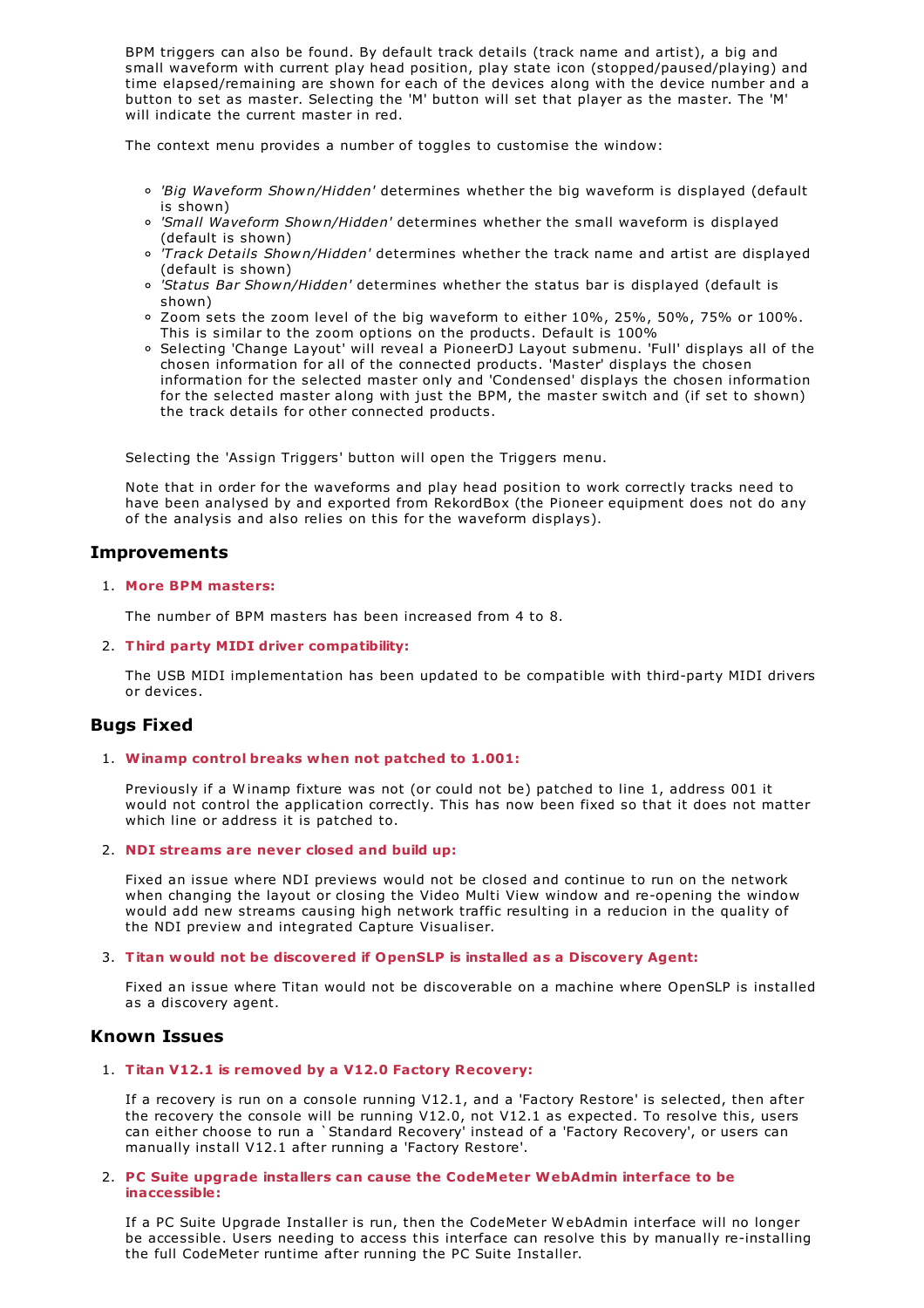BPM triggers can also be found. By default track details (track name and artist), a big and small waveform with current play head position, play state icon (stopped/paused/playing) and time elapsed/remaining are shown for each of the devices along with the device number and a button to set as master. Selecting the 'M' button will set that player as the master. The 'M' will indicate the current master in red.

The context menu provides a number of toggles to customise the window:

- *'Big Waveform Shown/Hidden'* determines whether the big waveform is displayed (default is shown)
- *'Small Waveform Shown/Hidden'* determines whether the small waveform is displayed (default is shown)
- *'Track Details Shown/Hidden'* determines whether the track name and artist are displayed (default is shown)
- *'Status Bar Shown/Hidden'* determines whether the status bar is displayed (default is shown)
- Zoom sets the zoom level of the big waveform to either 10%, 25%, 50%, 75% or 100%. This is similar to the zoom options on the products. Default is 100%
- Selecting 'Change Layout' will reveal a PioneerDJ Layout submenu. 'Full' displays all of the chosen information for all of the connected products. 'Master' displays the chosen information for the selected master only and 'Condensed' displays the chosen information for the selected master along with just the BPM, the master switch and (if set to shown) the track details for other connected products.

Selecting the 'Assign Triggers' button will open the Triggers menu.

Note that in order for the waveforms and play head position to work correctly tracks need to have been analysed by and exported from RekordBox (the Pioneer equipment does not do any of the analysis and also relies on this for the waveform displays).

## Improvements

1. **More BPM masters:**

   The number of BPM masters has been increased from 4 to 8.

2. **Third party MIDI driver compatibility:**

   The USB MIDI implementation has been updated to be compatible with third-party MIDI drivers or devices.

## Bugs Fixed

1. **Winamp control breaks when not patched to 1.001:**

   Previously if a Winamp fixture was not (or could not be) patched to line 1, address 001 it would not control the application correctly. This has now been fixed so that it does not matter which line or address it is patched to.

2. **NDI streams are never closed and build up:**

   Fixed an issue where NDI previews would not be closed and continue to run on the network when changing the layout or closing the Video Multi View window and re-opening the window would add new streams causing high network traffic resulting in a reducion in the quality of the NDI preview and integrated Capture Visualiser.

3. **Titan would not be discovered if OpenSLP is installed as a Discovery Agent:**

   Fixed an issue where Titan would not be discoverable on a machine where OpenSLP is installed as a discovery agent.

## Known Issues

1. **Titan V12.1 is removed by a V12.0 Factory Recovery:**

   If a recovery is run on a console running V12.1, and a 'Factory Restore' is selected, then after the recovery the console will be running V12.0, not V12.1 as expected. To resolve this, users can either choose to run a `Standard Recovery' instead of a 'Factory Recovery', or users can manually install V12.1 after running a 'Factory Restore'.

2. **PC Suite upgrade installers can cause the CodeMeter WebAdmin interface to be inaccessible:**

   If a PC Suite Upgrade Installer is run, then the CodeMeter WebAdmin interface will no longer be accessible. Users needing to access this interface can resolve this by manually re-installing the full CodeMeter runtime after running the PC Suite Installer.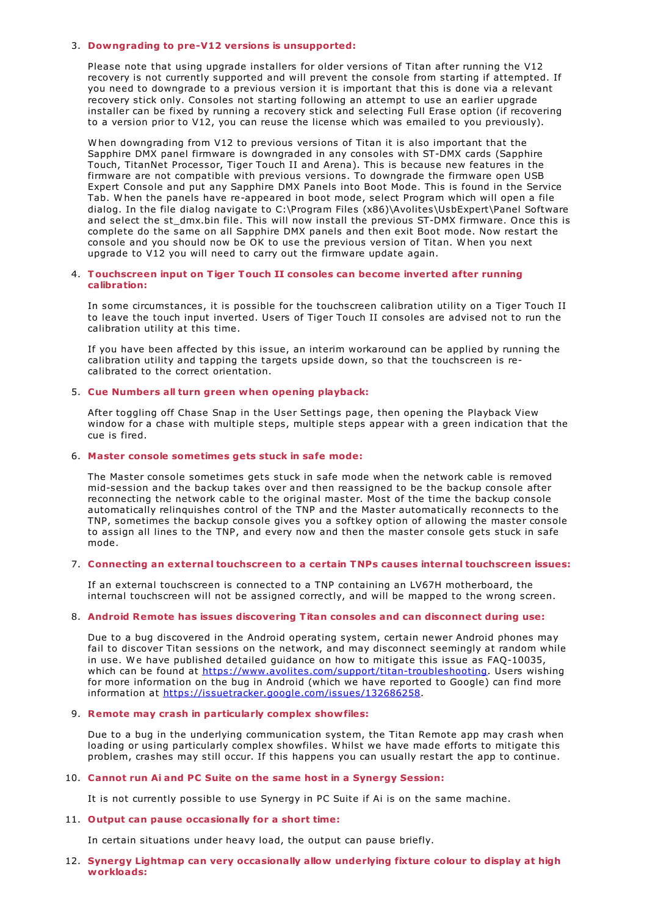3. **Downgrading to pre-V12 versions is unsupported:**

   Please note that using upgrade installers for older versions of Titan after running the V12 recovery is not currently supported and will prevent the console from starting if attempted. If you need to downgrade to a previous version it is important that this is done via a relevant recovery stick only. Consoles not starting following an attempt to use an earlier upgrade installer can be fixed by running a recovery stick and selecting Full Erase option (if recovering to a version prior to V12, you can reuse the license which was emailed to you previously).

   When downgrading from V12 to previous versions of Titan it is also important that the Sapphire DMX panel firmware is downgraded in any consoles with ST-DMX cards (Sapphire Touch, TitanNet Processor, Tiger Touch II and Arena). This is because new features in the firmware are not compatible with previous versions. To downgrade the firmware open USB Expert Console and put any Sapphire DMX Panels into Boot Mode. This is found in the Service Tab. When the panels have re-appeared in boot mode, select Program which will open a file dialog. In the file dialog navigate to C:\Program Files (x86)\Avolites\UsbExpert\Panel Software and select the st_dmx.bin file. This will now install the previous ST-DMX firmware. Once this is complete do the same on all Sapphire DMX panels and then exit Boot mode. Now restart the console and you should now be OK to use the previous version of Titan. When you next upgrade to V12 you will need to carry out the firmware update again.

4. **Touchscreen input on Tiger Touch II consoles can become inverted after running calibration:**

   In some circumstances, it is possible for the touchscreen calibration utility on a Tiger Touch II to leave the touch input inverted. Users of Tiger Touch II consoles are advised not to run the calibration utility at this time.

   If you have been affected by this issue, an interim workaround can be applied by running the calibration utility and tapping the targets upside down, so that the touchscreen is re-calibrated to the correct orientation.

5. **Cue Numbers all turn green when opening playback:**

   After toggling off Chase Snap in the User Settings page, then opening the Playback View window for a chase with multiple steps, multiple steps appear with a green indication that the cue is fired.

6. **Master console sometimes gets stuck in safe mode:**

   The Master console sometimes gets stuck in safe mode when the network cable is removed mid-session and the backup takes over and then reassigned to be the backup console after reconnecting the network cable to the original master. Most of the time the backup console automatically relinquishes control of the TNP and the Master automatically reconnects to the TNP, sometimes the backup console gives you a softkey option of allowing the master console to assign all lines to the TNP, and every now and then the master console gets stuck in safe mode.

7. **Connecting an external touchscreen to a certain TNPs causes internal touchscreen issues:**

   If an external touchscreen is connected to a TNP containing an LV67H motherboard, the internal touchscreen will not be assigned correctly, and will be mapped to the wrong screen.

8. **Android Remote has issues discovering Titan consoles and can disconnect during use:**

   Due to a bug discovered in the Android operating system, certain newer Android phones may fail to discover Titan sessions on the network, and may disconnect seemingly at random while in use. We have published detailed guidance on how to mitigate this issue as FAQ-10035, which can be found at [https://www.avolites.com/support/titan-troubleshooting](https://www.avolites.com/support/titan-troubleshooting). Users wishing for more information on the bug in Android (which we have reported to Google) can find more information at [https://issuetracker.google.com/issues/132686258](https://issuetracker.google.com/issues/132686258).

9. **Remote may crash in particularly complex showfiles:**

   Due to a bug in the underlying communication system, the Titan Remote app may crash when loading or using particularly complex showfiles. Whilst we have made efforts to mitigate this problem, crashes may still occur. If this happens you can usually restart the app to continue.

10. **Cannot run Ai and PC Suite on the same host in a Synergy Session:**

    It is not currently possible to use Synergy in PC Suite if Ai is on the same machine.

11. **Output can pause occasionally for a short time:**

    In certain situations under heavy load, the output can pause briefly.

12. **Synergy Lightmap can very occasionally allow underlying fixture colour to display at high workloads:**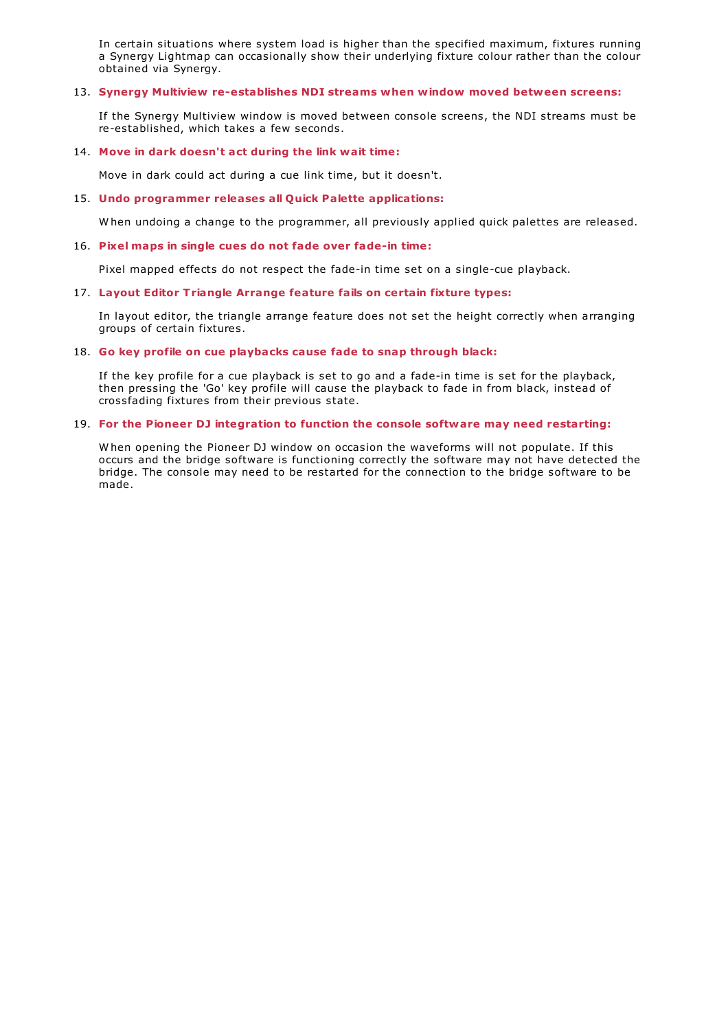In certain situations where system load is higher than the specified maximum, fixtures running a Synergy Lightmap can occasionally show their underlying fixture colour rather than the colour obtained via Synergy.

13. **Synergy Multiview re-establishes NDI streams when window moved between screens:**

    If the Synergy Multiview window is moved between console screens, the NDI streams must be re-established, which takes a few seconds.

14. **Move in dark doesn't act during the link wait time:**

    Move in dark could act during a cue link time, but it doesn't.

15. **Undo programmer releases all Quick Palette applications:**

    When undoing a change to the programmer, all previously applied quick palettes are released.

16. **Pixel maps in single cues do not fade over fade-in time:**

    Pixel mapped effects do not respect the fade-in time set on a single-cue playback.

17. **Layout Editor Triangle Arrange feature fails on certain fixture types:**

    In layout editor, the triangle arrange feature does not set the height correctly when arranging groups of certain fixtures.

18. **Go key profile on cue playbacks cause fade to snap through black:**

    If the key profile for a cue playback is set to go and a fade-in time is set for the playback, then pressing the 'Go' key profile will cause the playback to fade in from black, instead of crossfading fixtures from their previous state.

19. **For the Pioneer DJ integration to function the console software may need restarting:**

    When opening the Pioneer DJ window on occasion the waveforms will not populate. If this occurs and the bridge software is functioning correctly the software may not have detected the bridge. The console may need to be restarted for the connection to the bridge software to be made.